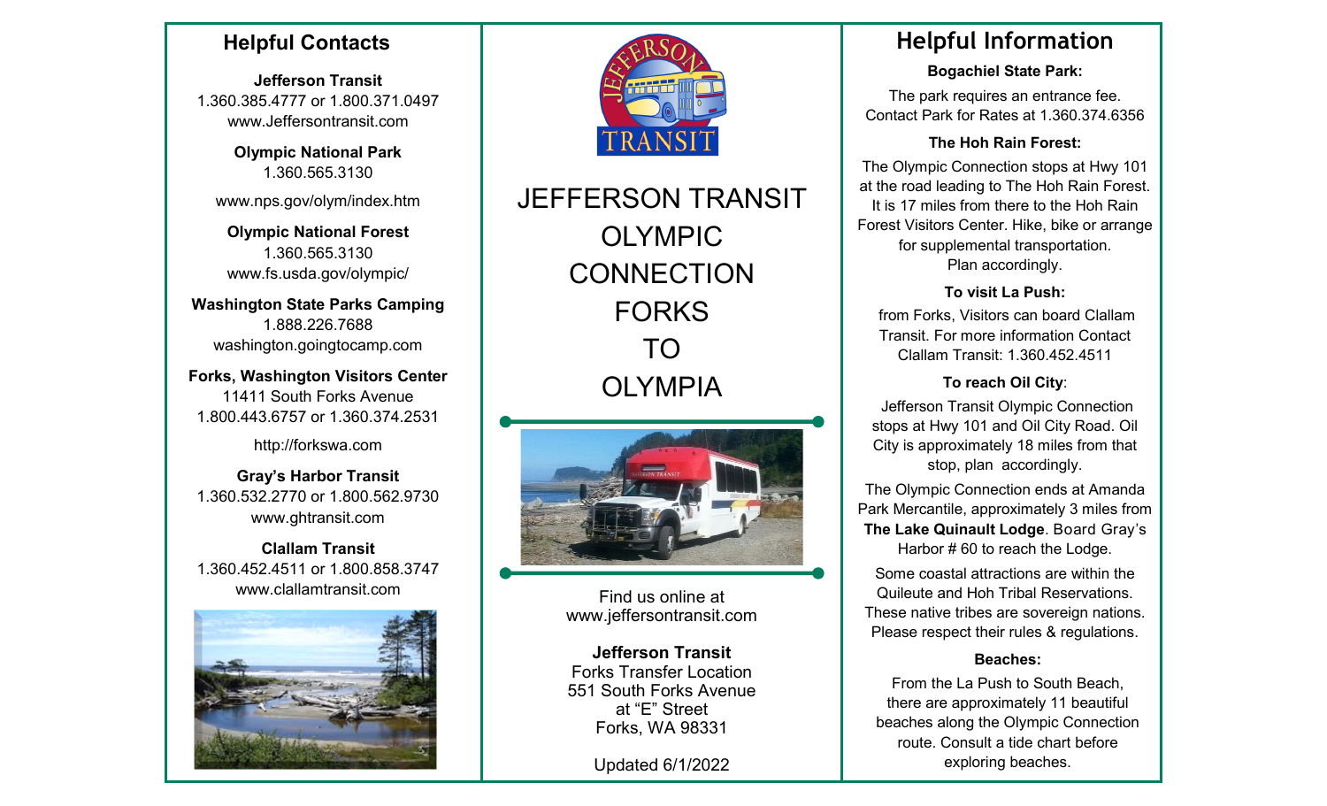## Helpful Contacts

**Jefferson Transit**
1.360.385.4777 or 1.800.371.0497
www.Jeffersontransit.com

**Olympic National Park**
1.360.565.3130

www.nps.gov/olym/index.htm

**Olympic National Forest**
1.360.565.3130
www.fs.usda.gov/olympic/

**Washington State Parks Camping**
1.888.226.7688
washington.goingtocamp.com

**Forks, Washington Visitors Center**
11411 South Forks Avenue
1.800.443.6757 or 1.360.374.2531

http://forkswa.com

**Gray's Harbor Transit**
1.360.532.2770 or 1.800.562.9730
www.ghtransit.com

**Clallam Transit**
1.360.452.4511 or 1.800.858.3747
www.clallamtransit.com

# JEFFERSON TRANSIT OLYMPIC CONNECTION FORKS TO OLYMPIA

Find us online at
www.jeffersontransit.com

**Jefferson Transit**
Forks Transfer Location
551 South Forks Avenue
at "E" Street
Forks, WA 98331

Updated 6/1/2022

## Helpful Information

**Bogachiel State Park:**

The park requires an entrance fee. Contact Park for Rates at 1.360.374.6356

**The Hoh Rain Forest:**

The Olympic Connection stops at Hwy 101 at the road leading to The Hoh Rain Forest. It is 17 miles from there to the Hoh Rain Forest Visitors Center. Hike, bike or arrange for supplemental transportation. Plan accordingly.

**To visit La Push:**

from Forks, Visitors can board Clallam Transit. For more information Contact Clallam Transit: 1.360.452.4511

**To reach Oil City**:

Jefferson Transit Olympic Connection stops at Hwy 101 and Oil City Road. Oil City is approximately 18 miles from that stop, plan accordingly.

The Olympic Connection ends at Amanda Park Mercantile, approximately 3 miles from **The Lake Quinault Lodge**. Board Gray's Harbor # 60 to reach the Lodge.

Some coastal attractions are within the Quileute and Hoh Tribal Reservations. These native tribes are sovereign nations. Please respect their rules & regulations.

**Beaches:**

From the La Push to South Beach, there are approximately 11 beautiful beaches along the Olympic Connection route. Consult a tide chart before exploring beaches.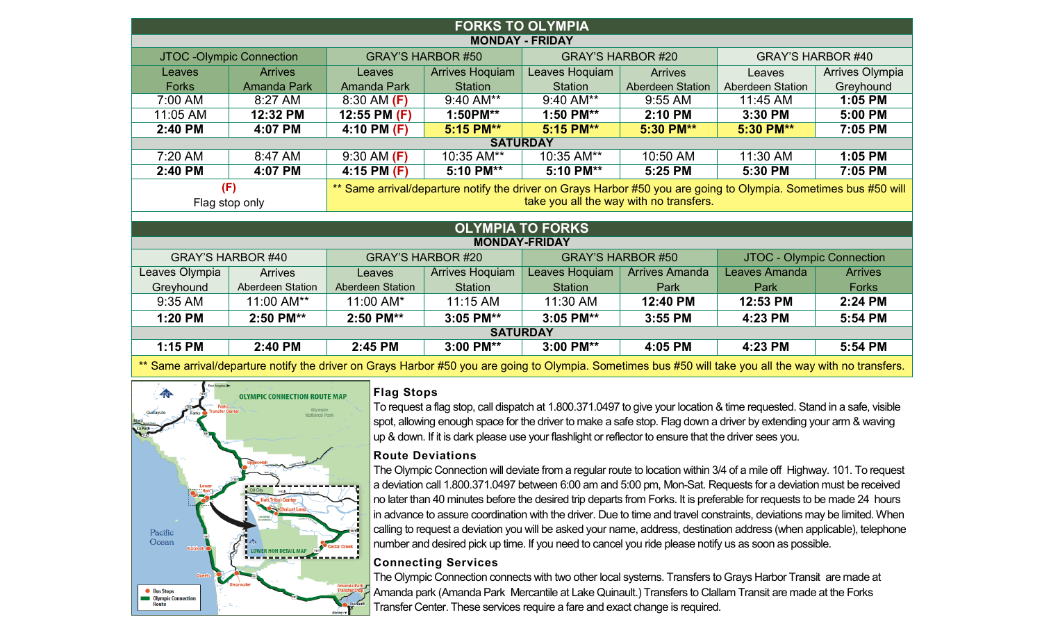# FORKS TO OLYMPIA

| JTOC -Olympic Connection | | GRAY'S HARBOR #50 | | GRAY'S HARBOR #20 | | GRAY'S HARBOR #40 | |
|---|---|---|---|---|---|---|---|
| Leaves Forks | Arrives Amanda Park | Leaves Amanda Park | Arrives Hoquiam Station | Leaves Hoquiam Station | Arrives Aberdeen Station | Leaves Aberdeen Station | Arrives Olympia Greyhound |
| **MONDAY - FRIDAY** | | | | | | | |
| 7:00 AM | 8:27 AM | 8:30 AM (F) | 9:40 AM** | 9:40 AM** | 9:55 AM | 11:45 AM | **1:05 PM** |
| 11:05 AM | **12:32 PM** | **12:55 PM (F)** | **1:50PM**** | **1:50 PM**** | **2:10 PM** | **3:30 PM** | **5:00 PM** |
| **2:40 PM** | **4:07 PM** | **4:10 PM (F)** | **5:15 PM**** | **5:15 PM**** | **5:30 PM**** | **5:30 PM**** | **7:05 PM** |
| **SATURDAY** | | | | | | | |
| 7:20 AM | 8:47 AM | 9:30 AM (F) | 10:35 AM** | 10:35 AM** | 10:50 AM | 11:30 AM | **1:05 PM** |
| **2:40 PM** | **4:07 PM** | **4:15 PM (F)** | **5:10 PM**** | **5:10 PM**** | **5:25 PM** | **5:30 PM** | **7:05 PM** |

(F) Flag stop only

** Same arrival/departure notify the driver on Grays Harbor #50 you are going to Olympia. Sometimes bus #50 will take you all the way with no transfers.

# OLYMPIA TO FORKS

| GRAY'S HARBOR #40 | | GRAY'S HARBOR #20 | | GRAY'S HARBOR #50 | | JTOC - Olympic Connection | |
|---|---|---|---|---|---|---|---|
| Leaves Olympia Greyhound | Arrives Aberdeen Station | Leaves Aberdeen Station | Arrives Hoquiam Station | Leaves Hoquiam Station | Arrives Amanda Park | Leaves Amanda Park | Arrives Forks |
| **MONDAY-FRIDAY** | | | | | | | |
| 9:35 AM | 11:00 AM** | 11:00 AM* | 11:15 AM | 11:30 AM | **12:40 PM** | **12:53 PM** | **2:24 PM** |
| **1:20 PM** | **2:50 PM**** | **2:50 PM**** | **3:05 PM**** | **3:05 PM**** | **3:55 PM** | **4:23 PM** | **5:54 PM** |
| **SATURDAY** | | | | | | | |
| **1:15 PM** | **2:40 PM** | **2:45 PM** | **3:00 PM**** | **3:00 PM**** | **4:05 PM** | **4:23 PM** | **5:54 PM** |

** Same arrival/departure notify the driver on Grays Harbor #50 you are going to Olympia. Sometimes bus #50 will take you all the way with no transfers.

OLYMPIC CONNECTION ROUTE MAP

LOWER HOH DETAIL MAP

Bus Stops

Olympic Connection Route

### Flag Stops

To request a flag stop, call dispatch at 1.800.371.0497 to give your location & time requested. Stand in a safe, visible spot, allowing enough space for the driver to make a safe stop. Flag down a driver by extending your arm & waving up & down. If it is dark please use your flashlight or reflector to ensure that the driver sees you.

### Route Deviations

The Olympic Connection will deviate from a regular route to location within 3/4 of a mile off Highway. 101. To request a deviation call 1.800.371.0497 between 6:00 am and 5:00 pm, Mon-Sat. Requests for a deviation must be received no later than 40 minutes before the desired trip departs from Forks. It is preferable for requests to be made 24 hours in advance to assure coordination with the driver. Due to time and travel constraints, deviations may be limited. When calling to request a deviation you will be asked your name, address, destination address (when applicable), telephone number and desired pick up time. If you need to cancel you ride please notify us as soon as possible.

### Connecting Services

The Olympic Connection connects with two other local systems. Transfers to Grays Harbor Transit are made at Amanda park (Amanda Park Mercantile at Lake Quinault.) Transfers to Clallam Transit are made at the Forks Transfer Center. These services require a fare and exact change is required.